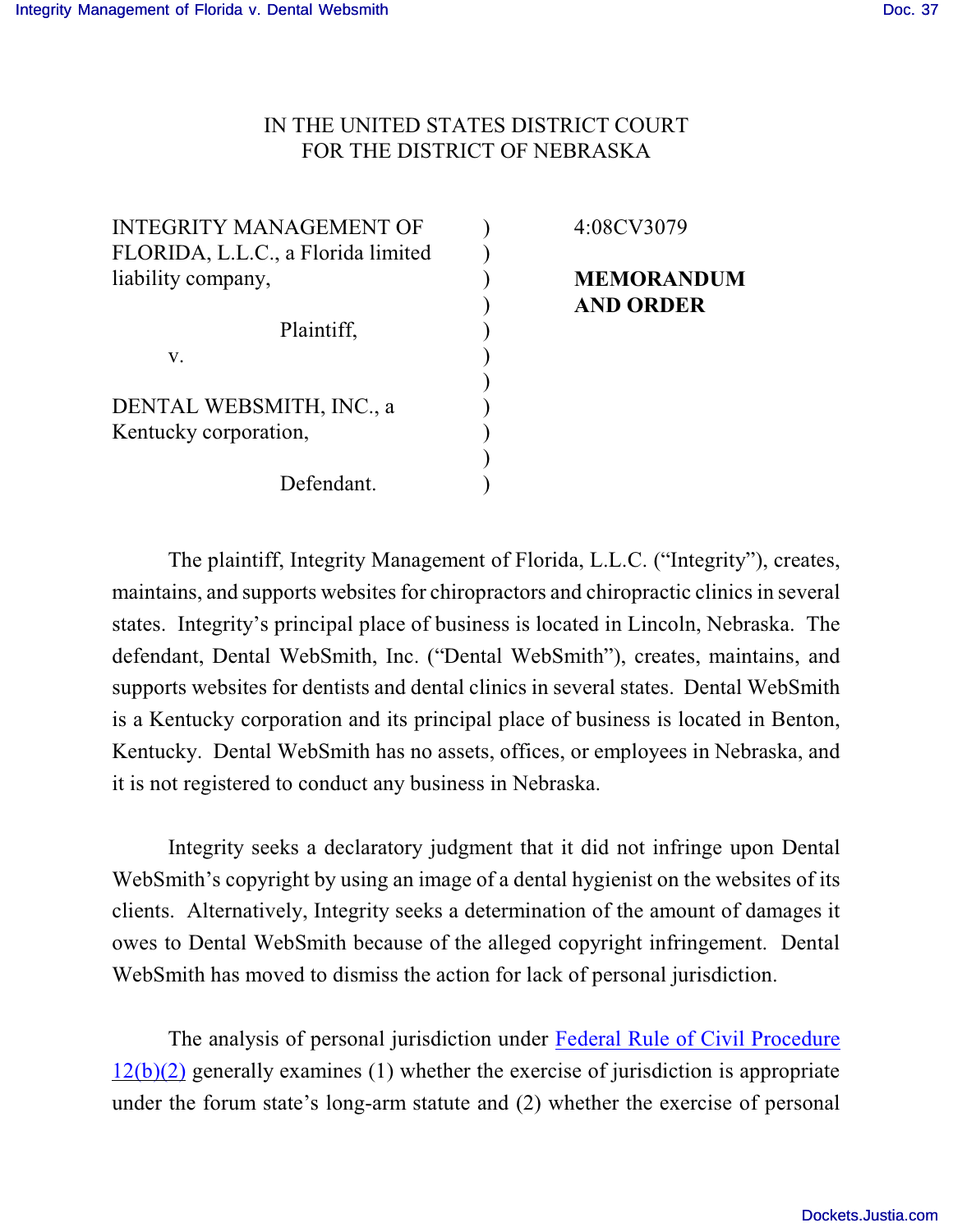IN THE UNITED STATES DISTRICT COURT
FOR THE DISTRICT OF NEBRASKA

| | | |
|---|---|---|
| INTEGRITY MANAGEMENT OF FLORIDA, L.L.C., a Florida limited liability company, | ) | 4:08CV3079 |
| Plaintiff, | ) | **MEMORANDUM AND ORDER** |
| v. | ) | |
| DENTAL WEBSMITH, INC., a Kentucky corporation, | ) | |
| Defendant. | ) | |

The plaintiff, Integrity Management of Florida, L.L.C. ("Integrity"), creates, maintains, and supports websites for chiropractors and chiropractic clinics in several states. Integrity's principal place of business is located in Lincoln, Nebraska. The defendant, Dental WebSmith, Inc. ("Dental WebSmith"), creates, maintains, and supports websites for dentists and dental clinics in several states. Dental WebSmith is a Kentucky corporation and its principal place of business is located in Benton, Kentucky. Dental WebSmith has no assets, offices, or employees in Nebraska, and it is not registered to conduct any business in Nebraska.

Integrity seeks a declaratory judgment that it did not infringe upon Dental WebSmith's copyright by using an image of a dental hygienist on the websites of its clients. Alternatively, Integrity seeks a determination of the amount of damages it owes to Dental WebSmith because of the alleged copyright infringement. Dental WebSmith has moved to dismiss the action for lack of personal jurisdiction.

The analysis of personal jurisdiction under Federal Rule of Civil Procedure 12(b)(2) generally examines (1) whether the exercise of jurisdiction is appropriate under the forum state's long-arm statute and (2) whether the exercise of personal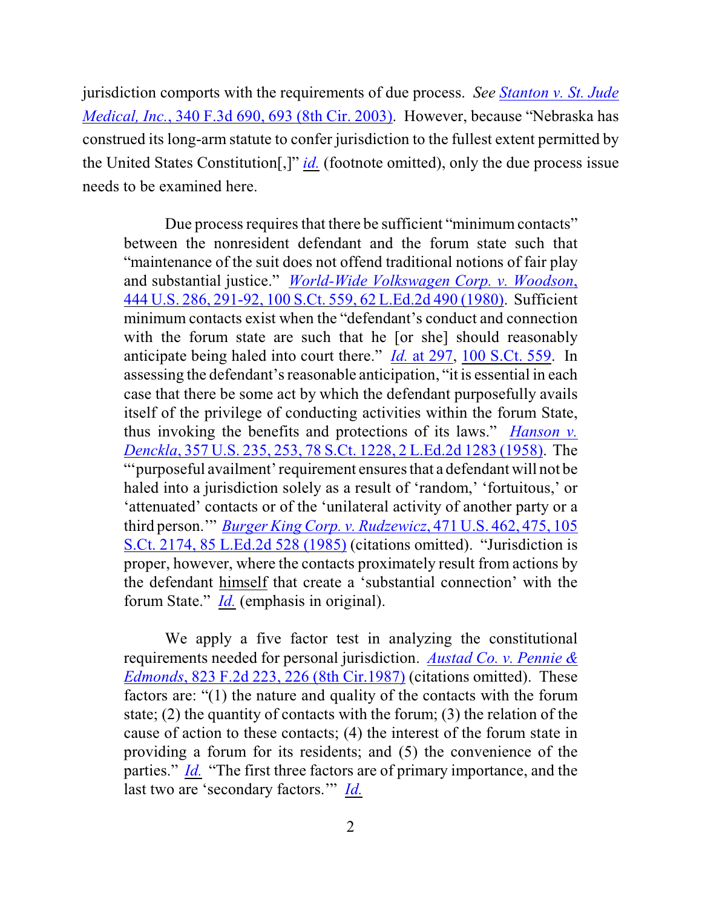jurisdiction comports with the requirements of due process. *See Stanton v. St. Jude Medical, Inc.*, 340 F.3d 690, 693 (8th Cir. 2003). However, because "Nebraska has construed its long-arm statute to confer jurisdiction to the fullest extent permitted by the United States Constitution[,]" *id.* (footnote omitted), only the due process issue needs to be examined here.

> Due process requires that there be sufficient "minimum contacts" between the nonresident defendant and the forum state such that "maintenance of the suit does not offend traditional notions of fair play and substantial justice." *World-Wide Volkswagen Corp. v. Woodson*, 444 U.S. 286, 291-92, 100 S.Ct. 559, 62 L.Ed.2d 490 (1980). Sufficient minimum contacts exist when the "defendant's conduct and connection with the forum state are such that he [or she] should reasonably anticipate being haled into court there." *Id.* at 297, 100 S.Ct. 559. In assessing the defendant's reasonable anticipation, "it is essential in each case that there be some act by which the defendant purposefully avails itself of the privilege of conducting activities within the forum State, thus invoking the benefits and protections of its laws." *Hanson v. Denckla*, 357 U.S. 235, 253, 78 S.Ct. 1228, 2 L.Ed.2d 1283 (1958). The "'purposeful availment' requirement ensures that a defendant will not be haled into a jurisdiction solely as a result of 'random,' 'fortuitous,' or 'attenuated' contacts or of the 'unilateral activity of another party or a third person.'" *Burger King Corp. v. Rudzewicz*, 471 U.S. 462, 475, 105 S.Ct. 2174, 85 L.Ed.2d 528 (1985) (citations omitted). "Jurisdiction is proper, however, where the contacts proximately result from actions by the defendant himself that create a 'substantial connection' with the forum State." *Id.* (emphasis in original).
>
> We apply a five factor test in analyzing the constitutional requirements needed for personal jurisdiction. *Austad Co. v. Pennie & Edmonds*, 823 F.2d 223, 226 (8th Cir.1987) (citations omitted). These factors are: "(1) the nature and quality of the contacts with the forum state; (2) the quantity of contacts with the forum; (3) the relation of the cause of action to these contacts; (4) the interest of the forum state in providing a forum for its residents; and (5) the convenience of the parties." *Id.* "The first three factors are of primary importance, and the last two are 'secondary factors.'" *Id.*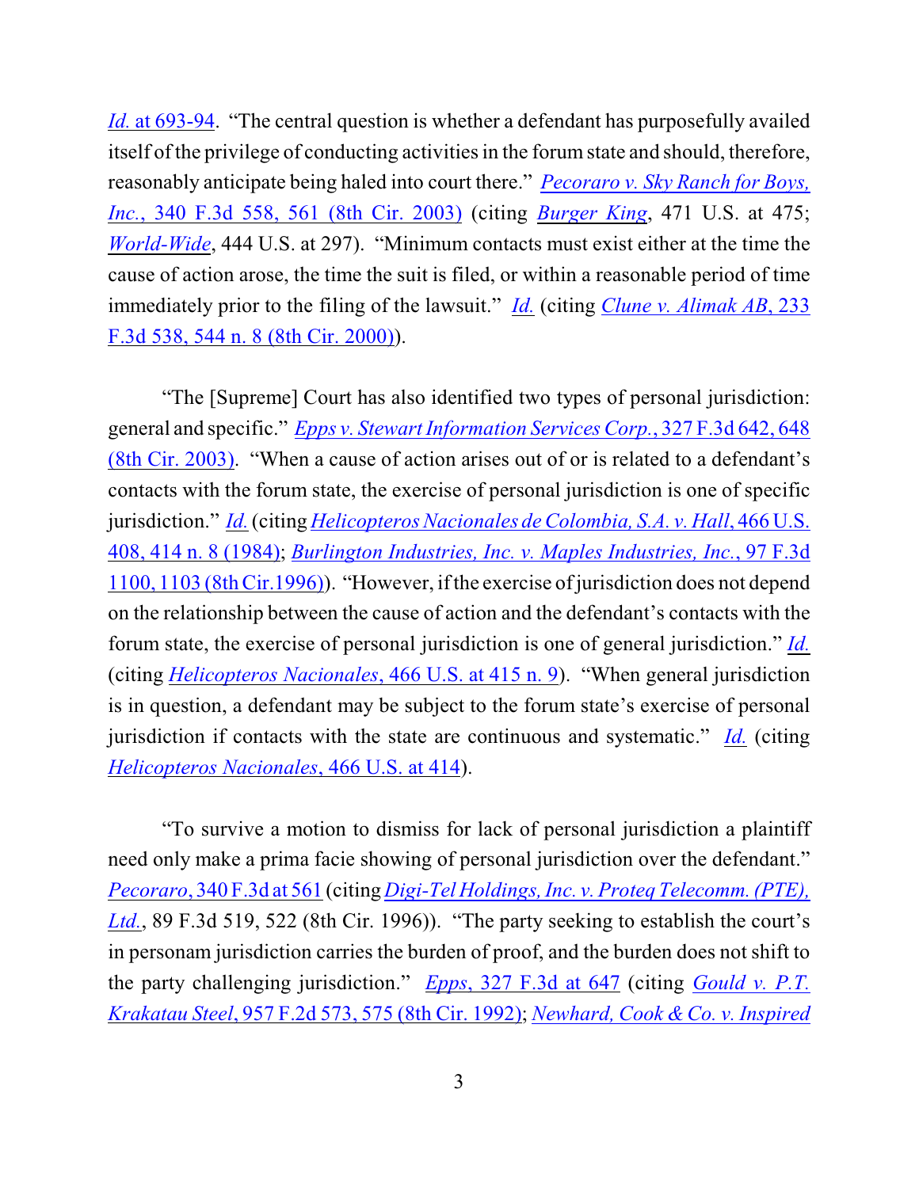*Id.* at 693-94. "The central question is whether a defendant has purposefully availed itself of the privilege of conducting activities in the forum state and should, therefore, reasonably anticipate being haled into court there." *Pecoraro v. Sky Ranch for Boys, Inc.*, 340 F.3d 558, 561 (8th Cir. 2003) (citing *Burger King*, 471 U.S. at 475; *World-Wide*, 444 U.S. at 297). "Minimum contacts must exist either at the time the cause of action arose, the time the suit is filed, or within a reasonable period of time immediately prior to the filing of the lawsuit." *Id.* (citing *Clune v. Alimak AB*, 233 F.3d 538, 544 n. 8 (8th Cir. 2000)).

"The [Supreme] Court has also identified two types of personal jurisdiction: general and specific." *Epps v. Stewart Information Services Corp.*, 327 F.3d 642, 648 (8th Cir. 2003). "When a cause of action arises out of or is related to a defendant's contacts with the forum state, the exercise of personal jurisdiction is one of specific jurisdiction." *Id.* (citing *Helicopteros Nacionales de Colombia, S.A. v. Hall*, 466 U.S. 408, 414 n. 8 (1984); *Burlington Industries, Inc. v. Maples Industries, Inc.*, 97 F.3d 1100, 1103 (8th Cir.1996)). "However, if the exercise of jurisdiction does not depend on the relationship between the cause of action and the defendant's contacts with the forum state, the exercise of personal jurisdiction is one of general jurisdiction." *Id.* (citing *Helicopteros Nacionales*, 466 U.S. at 415 n. 9). "When general jurisdiction is in question, a defendant may be subject to the forum state's exercise of personal jurisdiction if contacts with the state are continuous and systematic." *Id.* (citing *Helicopteros Nacionales*, 466 U.S. at 414).

"To survive a motion to dismiss for lack of personal jurisdiction a plaintiff need only make a prima facie showing of personal jurisdiction over the defendant." *Pecoraro*, 340 F.3d at 561 (citing *Digi-Tel Holdings, Inc. v. Proteq Telecomm. (PTE), Ltd.*, 89 F.3d 519, 522 (8th Cir. 1996)). "The party seeking to establish the court's in personam jurisdiction carries the burden of proof, and the burden does not shift to the party challenging jurisdiction." *Epps*, 327 F.3d at 647 (citing *Gould v. P.T. Krakatau Steel*, 957 F.2d 573, 575 (8th Cir. 1992); *Newhard, Cook & Co. v. Inspired*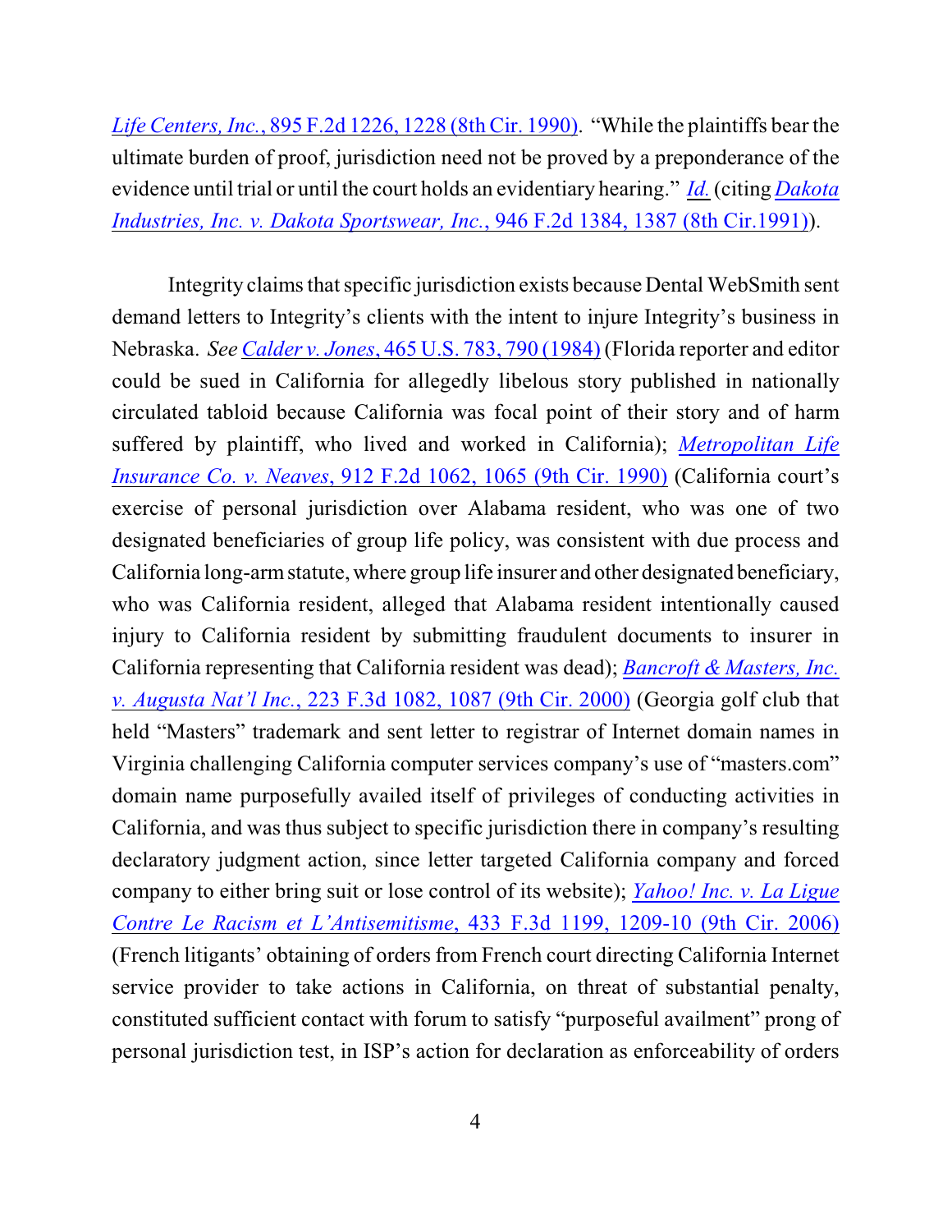*Life Centers, Inc.*, 895 F.2d 1226, 1228 (8th Cir. 1990). "While the plaintiffs bear the ultimate burden of proof, jurisdiction need not be proved by a preponderance of the evidence until trial or until the court holds an evidentiary hearing." *Id.* (citing *Dakota Industries, Inc. v. Dakota Sportswear, Inc.*, 946 F.2d 1384, 1387 (8th Cir.1991)).

Integrity claims that specific jurisdiction exists because Dental WebSmith sent demand letters to Integrity's clients with the intent to injure Integrity's business in Nebraska. *See* *Calder v. Jones*, 465 U.S. 783, 790 (1984) (Florida reporter and editor could be sued in California for allegedly libelous story published in nationally circulated tabloid because California was focal point of their story and of harm suffered by plaintiff, who lived and worked in California); *Metropolitan Life Insurance Co. v. Neaves*, 912 F.2d 1062, 1065 (9th Cir. 1990) (California court's exercise of personal jurisdiction over Alabama resident, who was one of two designated beneficiaries of group life policy, was consistent with due process and California long-arm statute, where group life insurer and other designated beneficiary, who was California resident, alleged that Alabama resident intentionally caused injury to California resident by submitting fraudulent documents to insurer in California representing that California resident was dead); *Bancroft & Masters, Inc. v. Augusta Nat'l Inc.*, 223 F.3d 1082, 1087 (9th Cir. 2000) (Georgia golf club that held "Masters" trademark and sent letter to registrar of Internet domain names in Virginia challenging California computer services company's use of "masters.com" domain name purposefully availed itself of privileges of conducting activities in California, and was thus subject to specific jurisdiction there in company's resulting declaratory judgment action, since letter targeted California company and forced company to either bring suit or lose control of its website); *Yahoo! Inc. v. La Ligue Contre Le Racism et L'Antisemitisme*, 433 F.3d 1199, 1209-10 (9th Cir. 2006) (French litigants' obtaining of orders from French court directing California Internet service provider to take actions in California, on threat of substantial penalty, constituted sufficient contact with forum to satisfy "purposeful availment" prong of personal jurisdiction test, in ISP's action for declaration as enforceability of orders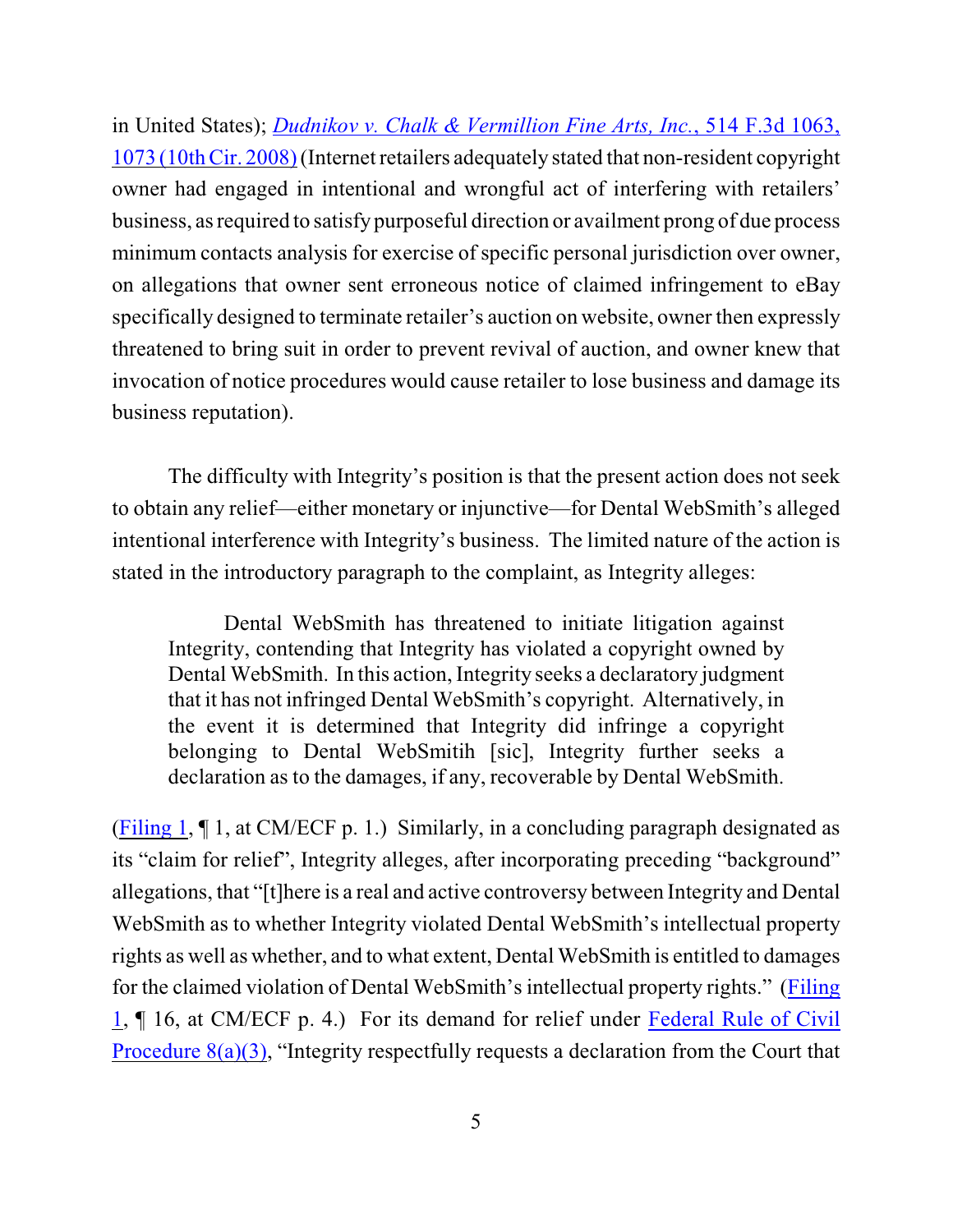in United States); *Dudnikov v. Chalk & Vermillion Fine Arts, Inc.*, 514 F.3d 1063, 1073 (10th Cir. 2008) (Internet retailers adequately stated that non-resident copyright owner had engaged in intentional and wrongful act of interfering with retailers' business, as required to satisfy purposeful direction or availment prong of due process minimum contacts analysis for exercise of specific personal jurisdiction over owner, on allegations that owner sent erroneous notice of claimed infringement to eBay specifically designed to terminate retailer's auction on website, owner then expressly threatened to bring suit in order to prevent revival of auction, and owner knew that invocation of notice procedures would cause retailer to lose business and damage its business reputation).

The difficulty with Integrity's position is that the present action does not seek to obtain any relief—either monetary or injunctive—for Dental WebSmith's alleged intentional interference with Integrity's business. The limited nature of the action is stated in the introductory paragraph to the complaint, as Integrity alleges:

> Dental WebSmith has threatened to initiate litigation against Integrity, contending that Integrity has violated a copyright owned by Dental WebSmith. In this action, Integrity seeks a declaratory judgment that it has not infringed Dental WebSmith's copyright. Alternatively, in the event it is determined that Integrity did infringe a copyright belonging to Dental WebSmitih [sic], Integrity further seeks a declaration as to the damages, if any, recoverable by Dental WebSmith.

(Filing 1, ¶ 1, at CM/ECF p. 1.) Similarly, in a concluding paragraph designated as its "claim for relief", Integrity alleges, after incorporating preceding "background" allegations, that "[t]here is a real and active controversy between Integrity and Dental WebSmith as to whether Integrity violated Dental WebSmith's intellectual property rights as well as whether, and to what extent, Dental WebSmith is entitled to damages for the claimed violation of Dental WebSmith's intellectual property rights." (Filing 1, ¶ 16, at CM/ECF p. 4.) For its demand for relief under Federal Rule of Civil Procedure 8(a)(3), "Integrity respectfully requests a declaration from the Court that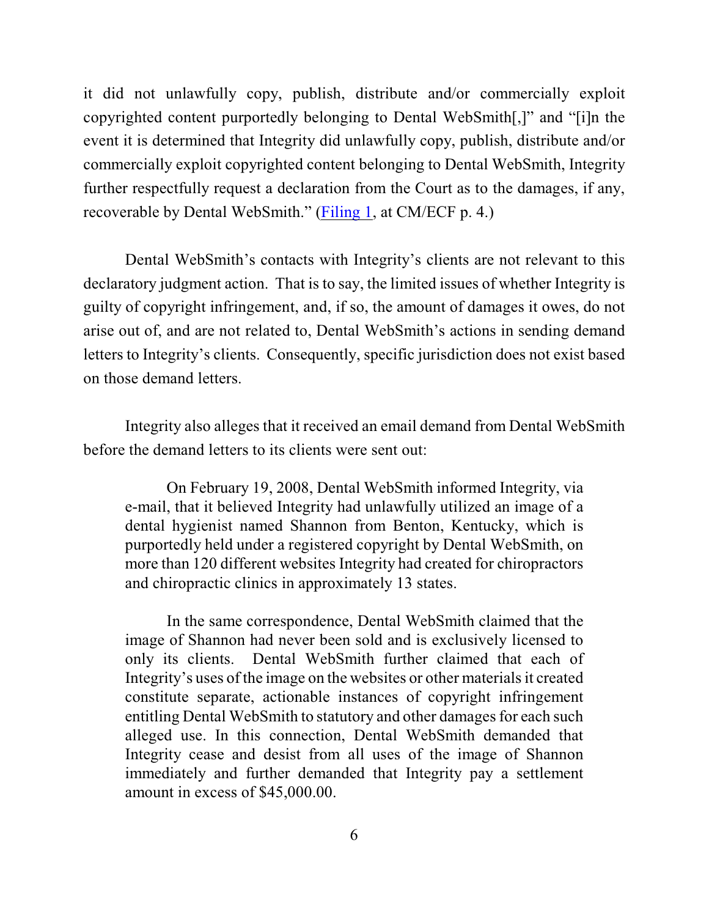it did not unlawfully copy, publish, distribute and/or commercially exploit copyrighted content purportedly belonging to Dental WebSmith[,]" and "[i]n the event it is determined that Integrity did unlawfully copy, publish, distribute and/or commercially exploit copyrighted content belonging to Dental WebSmith, Integrity further respectfully request a declaration from the Court as to the damages, if any, recoverable by Dental WebSmith." (Filing 1, at CM/ECF p. 4.)

Dental WebSmith's contacts with Integrity's clients are not relevant to this declaratory judgment action. That is to say, the limited issues of whether Integrity is guilty of copyright infringement, and, if so, the amount of damages it owes, do not arise out of, and are not related to, Dental WebSmith's actions in sending demand letters to Integrity's clients. Consequently, specific jurisdiction does not exist based on those demand letters.

Integrity also alleges that it received an email demand from Dental WebSmith before the demand letters to its clients were sent out:

> On February 19, 2008, Dental WebSmith informed Integrity, via e-mail, that it believed Integrity had unlawfully utilized an image of a dental hygienist named Shannon from Benton, Kentucky, which is purportedly held under a registered copyright by Dental WebSmith, on more than 120 different websites Integrity had created for chiropractors and chiropractic clinics in approximately 13 states.
>
> In the same correspondence, Dental WebSmith claimed that the image of Shannon had never been sold and is exclusively licensed to only its clients. Dental WebSmith further claimed that each of Integrity's uses of the image on the websites or other materials it created constitute separate, actionable instances of copyright infringement entitling Dental WebSmith to statutory and other damages for each such alleged use. In this connection, Dental WebSmith demanded that Integrity cease and desist from all uses of the image of Shannon immediately and further demanded that Integrity pay a settlement amount in excess of $45,000.00.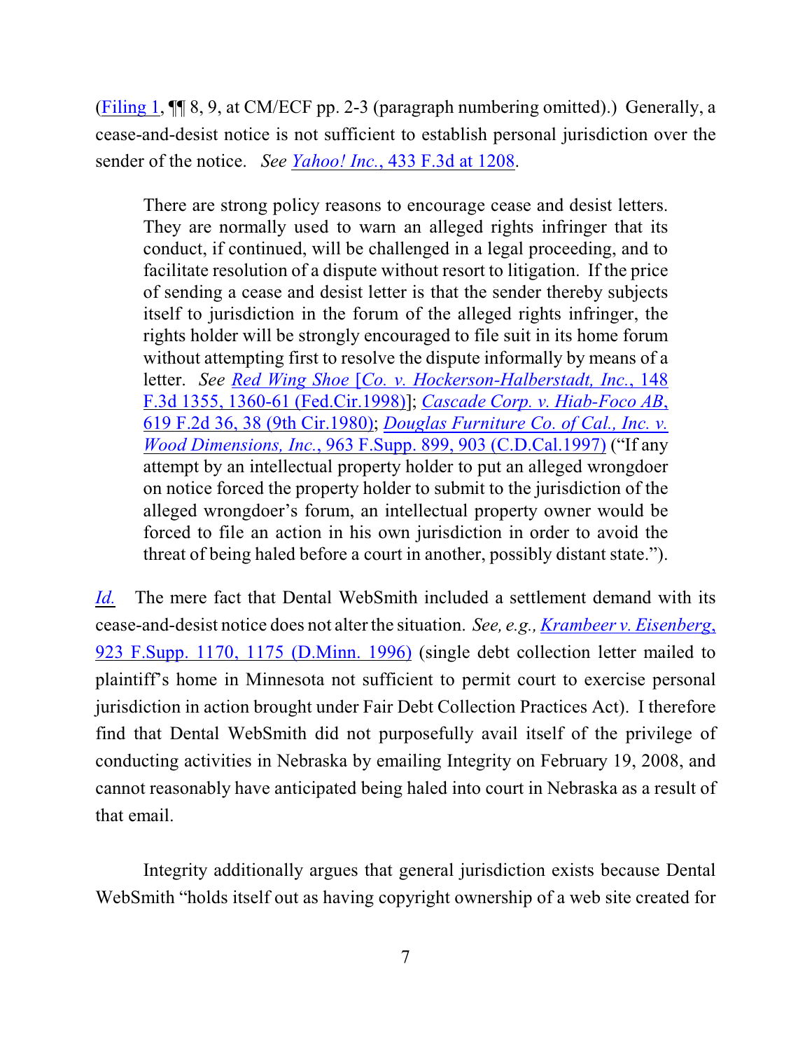(Filing 1, ¶¶ 8, 9, at CM/ECF pp. 2-3 (paragraph numbering omitted).) Generally, a cease-and-desist notice is not sufficient to establish personal jurisdiction over the sender of the notice. *See Yahoo! Inc.*, 433 F.3d at 1208.

> There are strong policy reasons to encourage cease and desist letters. They are normally used to warn an alleged rights infringer that its conduct, if continued, will be challenged in a legal proceeding, and to facilitate resolution of a dispute without resort to litigation. If the price of sending a cease and desist letter is that the sender thereby subjects itself to jurisdiction in the forum of the alleged rights infringer, the rights holder will be strongly encouraged to file suit in its home forum without attempting first to resolve the dispute informally by means of a letter. *See Red Wing Shoe [Co. v. Hockerson-Halberstadt, Inc.*, 148 F.3d 1355, 1360-61 (Fed.Cir.1998)]; *Cascade Corp. v. Hiab-Foco AB*, 619 F.2d 36, 38 (9th Cir.1980); *Douglas Furniture Co. of Cal., Inc. v. Wood Dimensions, Inc.*, 963 F.Supp. 899, 903 (C.D.Cal.1997) ("If any attempt by an intellectual property holder to put an alleged wrongdoer on notice forced the property holder to submit to the jurisdiction of the alleged wrongdoer's forum, an intellectual property owner would be forced to file an action in his own jurisdiction in order to avoid the threat of being haled before a court in another, possibly distant state.").

*Id.* The mere fact that Dental WebSmith included a settlement demand with its cease-and-desist notice does not alter the situation. *See, e.g., Krambeer v. Eisenberg*, 923 F.Supp. 1170, 1175 (D.Minn. 1996) (single debt collection letter mailed to plaintiff's home in Minnesota not sufficient to permit court to exercise personal jurisdiction in action brought under Fair Debt Collection Practices Act). I therefore find that Dental WebSmith did not purposefully avail itself of the privilege of conducting activities in Nebraska by emailing Integrity on February 19, 2008, and cannot reasonably have anticipated being haled into court in Nebraska as a result of that email.

Integrity additionally argues that general jurisdiction exists because Dental WebSmith "holds itself out as having copyright ownership of a web site created for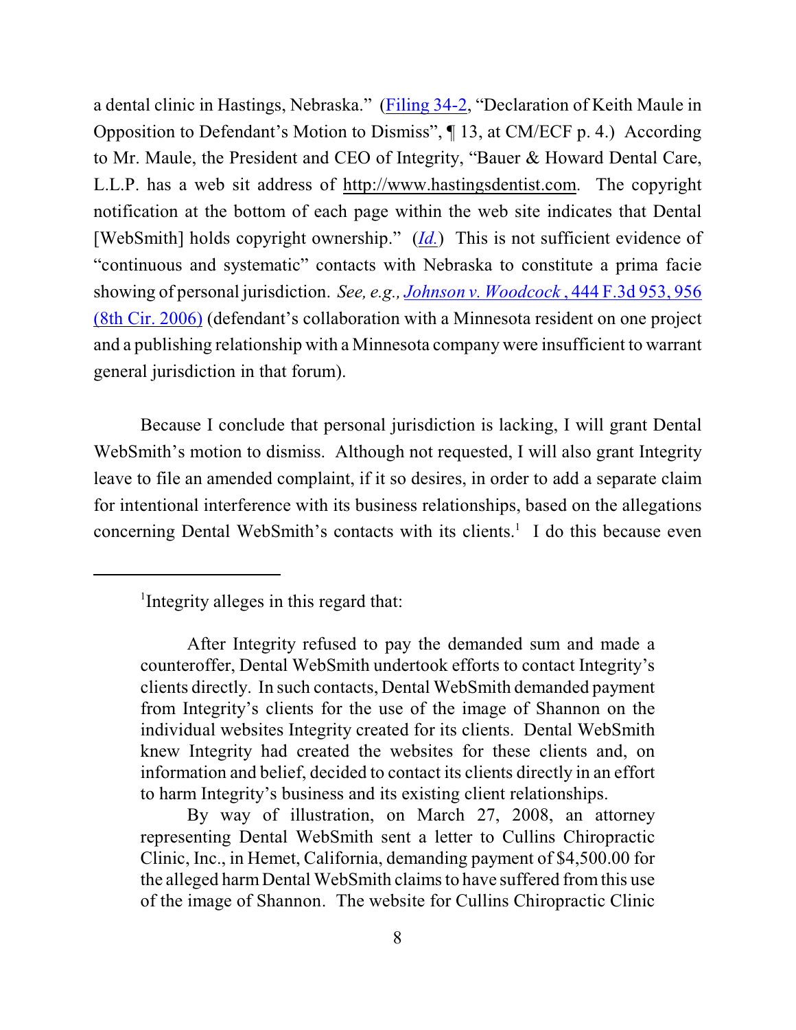a dental clinic in Hastings, Nebraska." (Filing 34-2, "Declaration of Keith Maule in Opposition to Defendant's Motion to Dismiss", ¶ 13, at CM/ECF p. 4.) According to Mr. Maule, the President and CEO of Integrity, "Bauer & Howard Dental Care, L.L.P. has a web sit address of http://www.hastingsdentist.com. The copyright notification at the bottom of each page within the web site indicates that Dental [WebSmith] holds copyright ownership." (*Id.*) This is not sufficient evidence of "continuous and systematic" contacts with Nebraska to constitute a prima facie showing of personal jurisdiction. *See, e.g., Johnson v. Woodcock*, 444 F.3d 953, 956 (8th Cir. 2006) (defendant's collaboration with a Minnesota resident on one project and a publishing relationship with a Minnesota company were insufficient to warrant general jurisdiction in that forum).

Because I conclude that personal jurisdiction is lacking, I will grant Dental WebSmith's motion to dismiss. Although not requested, I will also grant Integrity leave to file an amended complaint, if it so desires, in order to add a separate claim for intentional interference with its business relationships, based on the allegations concerning Dental WebSmith's contacts with its clients.[1] I do this because even

---

[1]Integrity alleges in this regard that:

> After Integrity refused to pay the demanded sum and made a counteroffer, Dental WebSmith undertook efforts to contact Integrity's clients directly. In such contacts, Dental WebSmith demanded payment from Integrity's clients for the use of the image of Shannon on the individual websites Integrity created for its clients. Dental WebSmith knew Integrity had created the websites for these clients and, on information and belief, decided to contact its clients directly in an effort to harm Integrity's business and its existing client relationships.
>
> By way of illustration, on March 27, 2008, an attorney representing Dental WebSmith sent a letter to Cullins Chiropractic Clinic, Inc., in Hemet, California, demanding payment of $4,500.00 for the alleged harm Dental WebSmith claims to have suffered from this use of the image of Shannon. The website for Cullins Chiropractic Clinic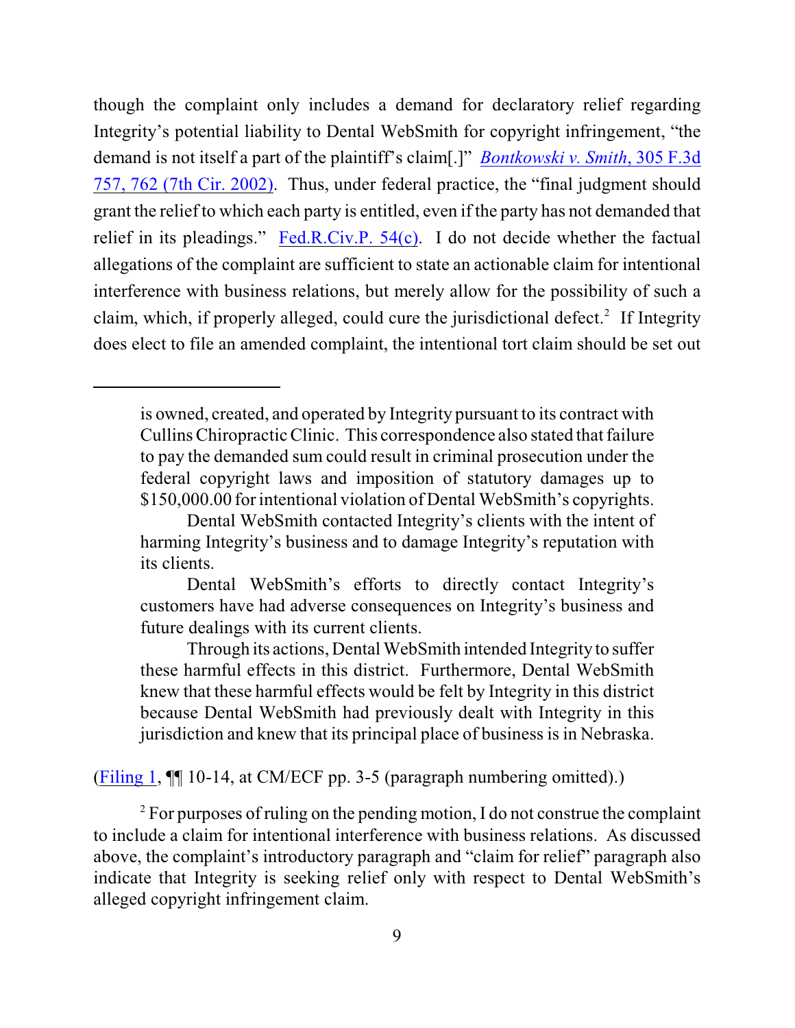though the complaint only includes a demand for declaratory relief regarding Integrity's potential liability to Dental WebSmith for copyright infringement, "the demand is not itself a part of the plaintiff's claim[.]" *Bontkowski v. Smith*, 305 F.3d 757, 762 (7th Cir. 2002). Thus, under federal practice, the "final judgment should grant the relief to which each party is entitled, even if the party has not demanded that relief in its pleadings." Fed.R.Civ.P. 54(c). I do not decide whether the factual allegations of the complaint are sufficient to state an actionable claim for intentional interference with business relations, but merely allow for the possibility of such a claim, which, if properly alleged, could cure the jurisdictional defect.[2] If Integrity does elect to file an amended complaint, the intentional tort claim should be set out

---

> is owned, created, and operated by Integrity pursuant to its contract with Cullins Chiropractic Clinic. This correspondence also stated that failure to pay the demanded sum could result in criminal prosecution under the federal copyright laws and imposition of statutory damages up to $150,000.00 for intentional violation of Dental WebSmith's copyrights.
>
> Dental WebSmith contacted Integrity's clients with the intent of harming Integrity's business and to damage Integrity's reputation with its clients.
>
> Dental WebSmith's efforts to directly contact Integrity's customers have had adverse consequences on Integrity's business and future dealings with its current clients.
>
> Through its actions, Dental WebSmith intended Integrity to suffer these harmful effects in this district. Furthermore, Dental WebSmith knew that these harmful effects would be felt by Integrity in this district because Dental WebSmith had previously dealt with Integrity in this jurisdiction and knew that its principal place of business is in Nebraska.

(Filing 1, ¶¶ 10-14, at CM/ECF pp. 3-5 (paragraph numbering omitted).)

[2] For purposes of ruling on the pending motion, I do not construe the complaint to include a claim for intentional interference with business relations. As discussed above, the complaint's introductory paragraph and "claim for relief" paragraph also indicate that Integrity is seeking relief only with respect to Dental WebSmith's alleged copyright infringement claim.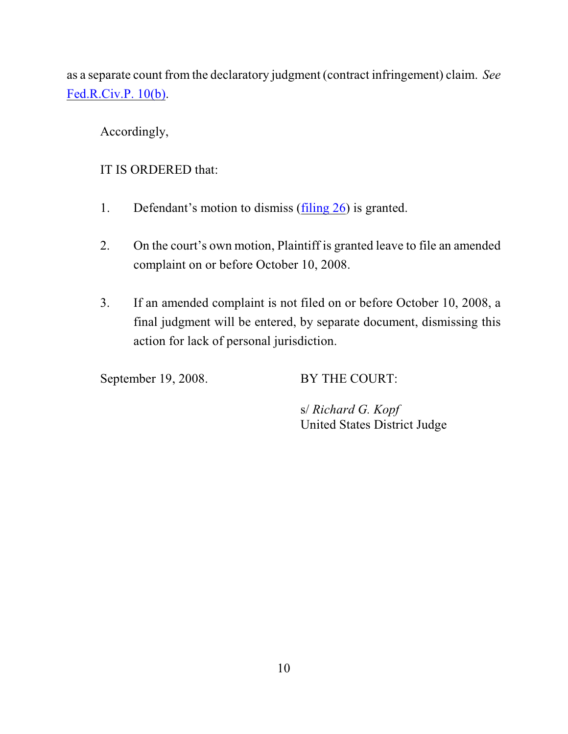as a separate count from the declaratory judgment (contract infringement) claim. *See* Fed.R.Civ.P. 10(b).

Accordingly,

IT IS ORDERED that:

1. Defendant's motion to dismiss (filing 26) is granted.

2. On the court's own motion, Plaintiff is granted leave to file an amended complaint on or before October 10, 2008.

3. If an amended complaint is not filed on or before October 10, 2008, a final judgment will be entered, by separate document, dismissing this action for lack of personal jurisdiction.

September 19, 2008.

BY THE COURT:

s/ *Richard G. Kopf*
United States District Judge